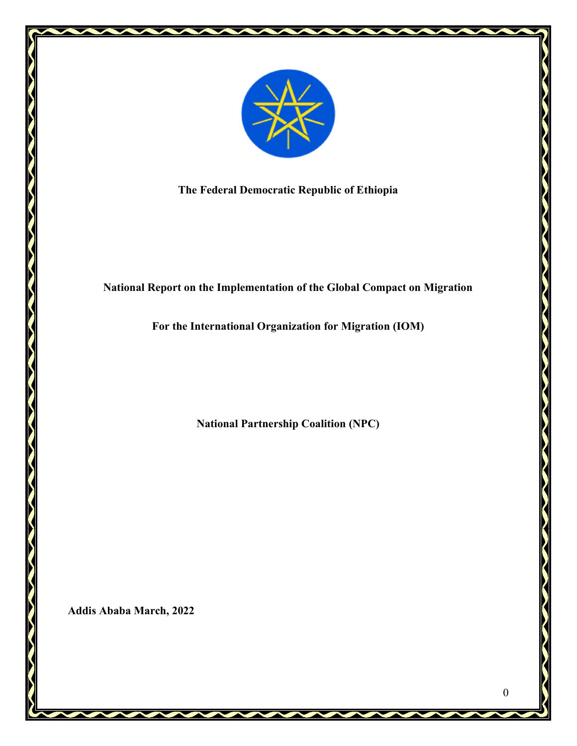**The Federal Democratic Republic of Ethiopia**

# National Report on the Implementation of the Global Compact on Migration

## For the International Organization for Migration (IOM)

**National Partnership Coalition (NPC)**

**Addis Ababa March, 2022**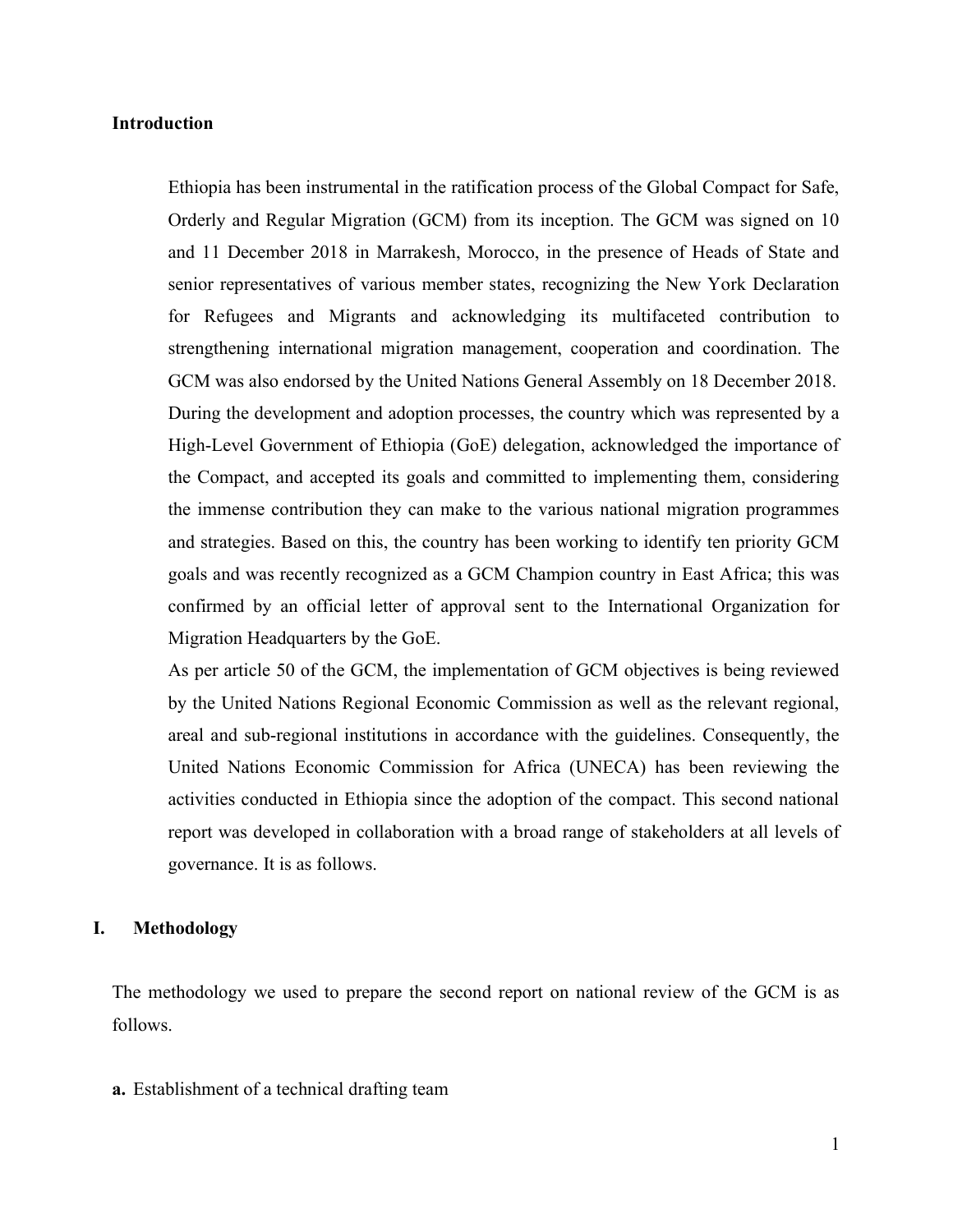## Introduction

Ethiopia has been instrumental in the ratification process of the Global Compact for Safe, Orderly and Regular Migration (GCM) from its inception. The GCM was signed on 10 and 11 December 2018 in Marrakesh, Morocco, in the presence of Heads of State and senior representatives of various member states, recognizing the New York Declaration for Refugees and Migrants and acknowledging its multifaceted contribution to strengthening international migration management, cooperation and coordination. The GCM was also endorsed by the United Nations General Assembly on 18 December 2018. During the development and adoption processes, the country which was represented by a High-Level Government of Ethiopia (GoE) delegation, acknowledged the importance of the Compact, and accepted its goals and committed to implementing them, considering the immense contribution they can make to the various national migration programmes and strategies. Based on this, the country has been working to identify ten priority GCM goals and was recently recognized as a GCM Champion country in East Africa; this was confirmed by an official letter of approval sent to the International Organization for Migration Headquarters by the GoE.

As per article 50 of the GCM, the implementation of GCM objectives is being reviewed by the United Nations Regional Economic Commission as well as the relevant regional, areal and sub-regional institutions in accordance with the guidelines. Consequently, the United Nations Economic Commission for Africa (UNECA) has been reviewing the activities conducted in Ethiopia since the adoption of the compact. This second national report was developed in collaboration with a broad range of stakeholders at all levels of governance. It is as follows.

## I. Methodology

The methodology we used to prepare the second report on national review of the GCM is as follows.

**a.** Establishment of a technical drafting team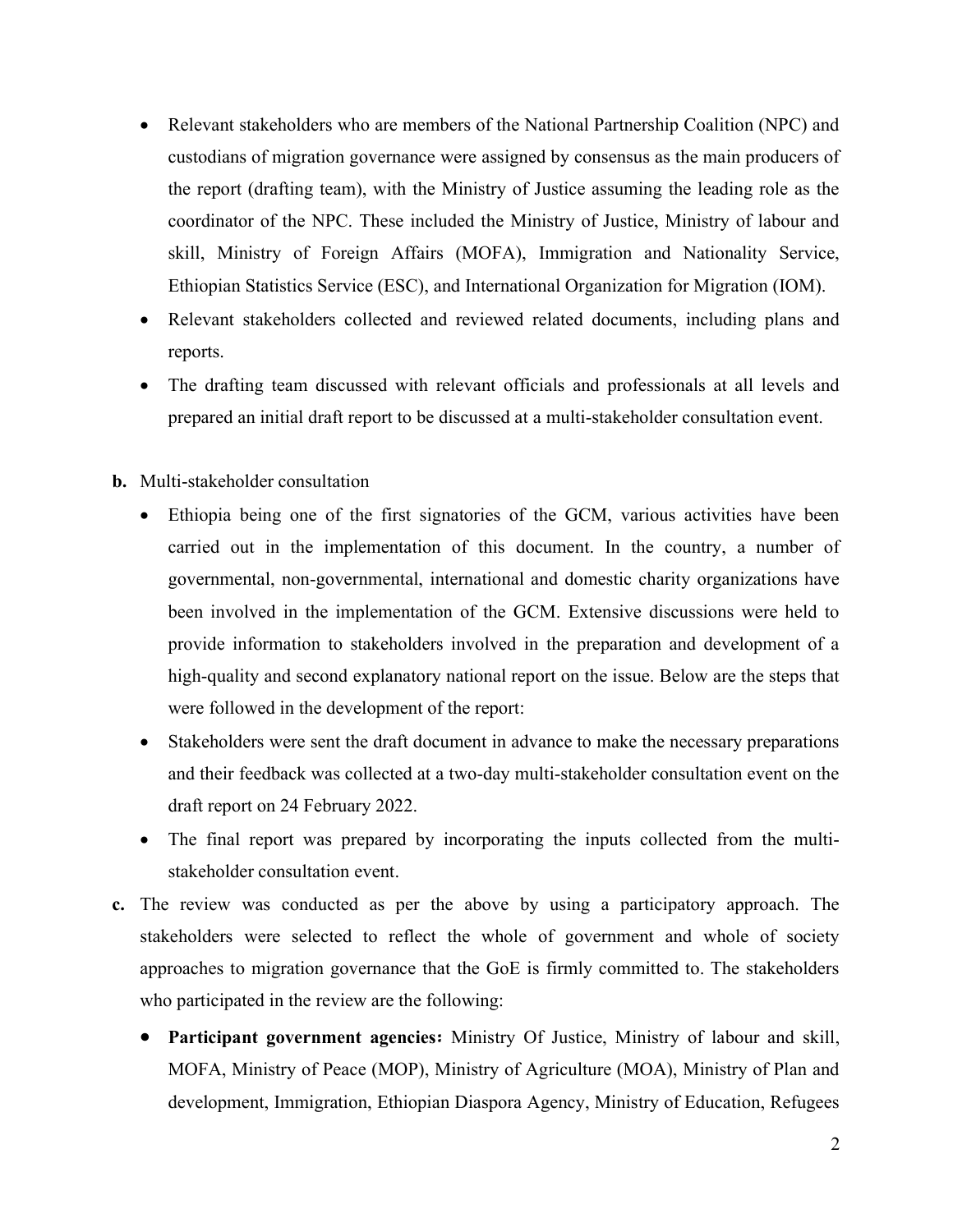- Relevant stakeholders who are members of the National Partnership Coalition (NPC) and custodians of migration governance were assigned by consensus as the main producers of the report (drafting team), with the Ministry of Justice assuming the leading role as the coordinator of the NPC. These included the Ministry of Justice, Ministry of labour and skill, Ministry of Foreign Affairs (MOFA), Immigration and Nationality Service, Ethiopian Statistics Service (ESC), and International Organization for Migration (IOM).
- Relevant stakeholders collected and reviewed related documents, including plans and reports.
- The drafting team discussed with relevant officials and professionals at all levels and prepared an initial draft report to be discussed at a multi-stakeholder consultation event.

**b.** Multi-stakeholder consultation

- Ethiopia being one of the first signatories of the GCM, various activities have been carried out in the implementation of this document. In the country, a number of governmental, non-governmental, international and domestic charity organizations have been involved in the implementation of the GCM. Extensive discussions were held to provide information to stakeholders involved in the preparation and development of a high-quality and second explanatory national report on the issue. Below are the steps that were followed in the development of the report:
- Stakeholders were sent the draft document in advance to make the necessary preparations and their feedback was collected at a two-day multi-stakeholder consultation event on the draft report on 24 February 2022.
- The final report was prepared by incorporating the inputs collected from the multi-stakeholder consultation event.

**c.** The review was conducted as per the above by using a participatory approach. The stakeholders were selected to reflect the whole of government and whole of society approaches to migration governance that the GoE is firmly committed to. The stakeholders who participated in the review are the following:

- **Participant government agencies:** Ministry Of Justice, Ministry of labour and skill, MOFA, Ministry of Peace (MOP), Ministry of Agriculture (MOA), Ministry of Plan and development, Immigration, Ethiopian Diaspora Agency, Ministry of Education, Refugees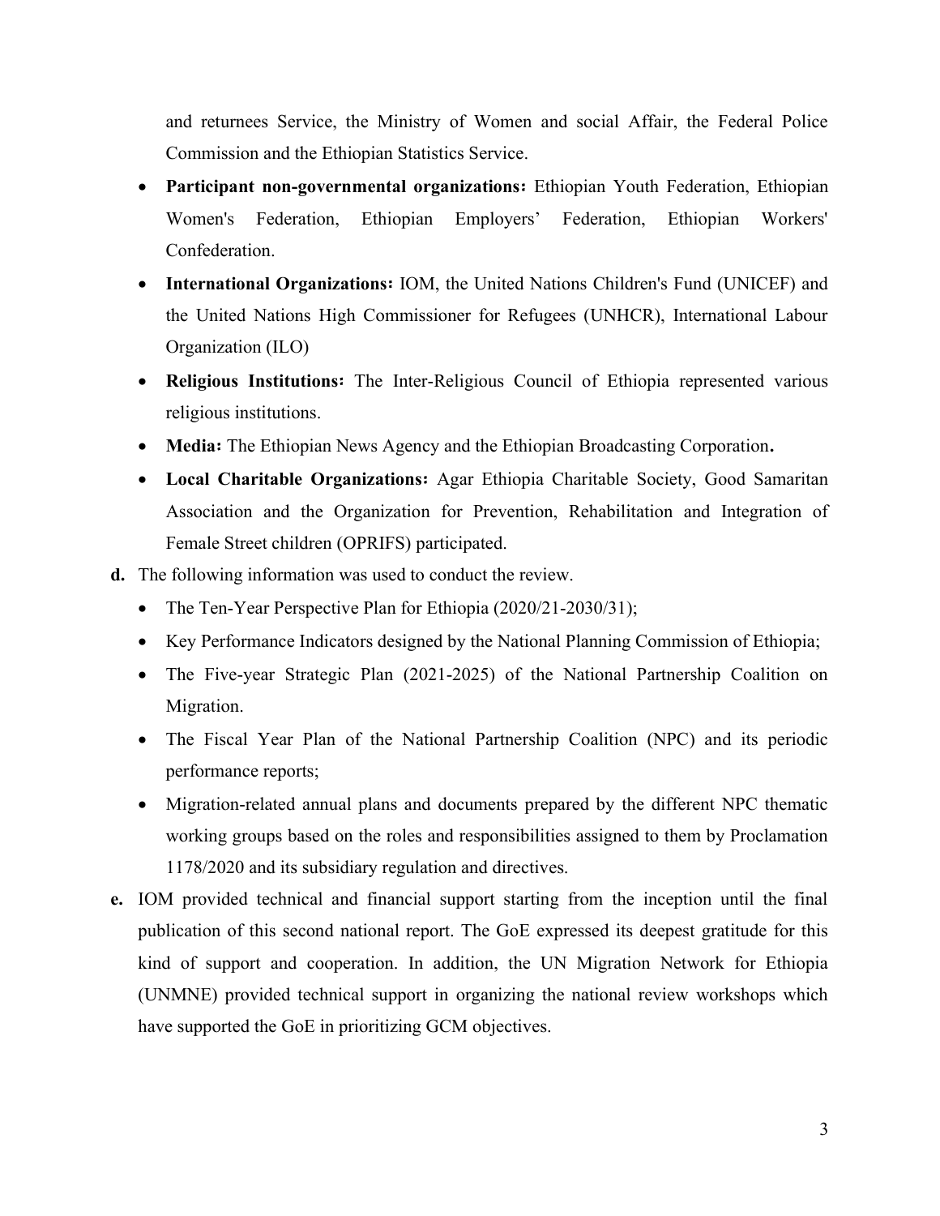and returnees Service, the Ministry of Women and social Affair, the Federal Police Commission and the Ethiopian Statistics Service.

- **Participant non-governmental organizations:** Ethiopian Youth Federation, Ethiopian Women's Federation, Ethiopian Employers' Federation, Ethiopian Workers' Confederation.
- **International Organizations:** IOM, the United Nations Children's Fund (UNICEF) and the United Nations High Commissioner for Refugees (UNHCR), International Labour Organization (ILO)
- **Religious Institutions:** The Inter-Religious Council of Ethiopia represented various religious institutions.
- **Media:** The Ethiopian News Agency and the Ethiopian Broadcasting Corporation**.**
- **Local Charitable Organizations:** Agar Ethiopia Charitable Society, Good Samaritan Association and the Organization for Prevention, Rehabilitation and Integration of Female Street children (OPRIFS) participated.

**d.** The following information was used to conduct the review.

- The Ten-Year Perspective Plan for Ethiopia (2020/21-2030/31);
- Key Performance Indicators designed by the National Planning Commission of Ethiopia;
- The Five-year Strategic Plan (2021-2025) of the National Partnership Coalition on Migration.
- The Fiscal Year Plan of the National Partnership Coalition (NPC) and its periodic performance reports;
- Migration-related annual plans and documents prepared by the different NPC thematic working groups based on the roles and responsibilities assigned to them by Proclamation 1178/2020 and its subsidiary regulation and directives.

**e.** IOM provided technical and financial support starting from the inception until the final publication of this second national report. The GoE expressed its deepest gratitude for this kind of support and cooperation. In addition, the UN Migration Network for Ethiopia (UNMNE) provided technical support in organizing the national review workshops which have supported the GoE in prioritizing GCM objectives.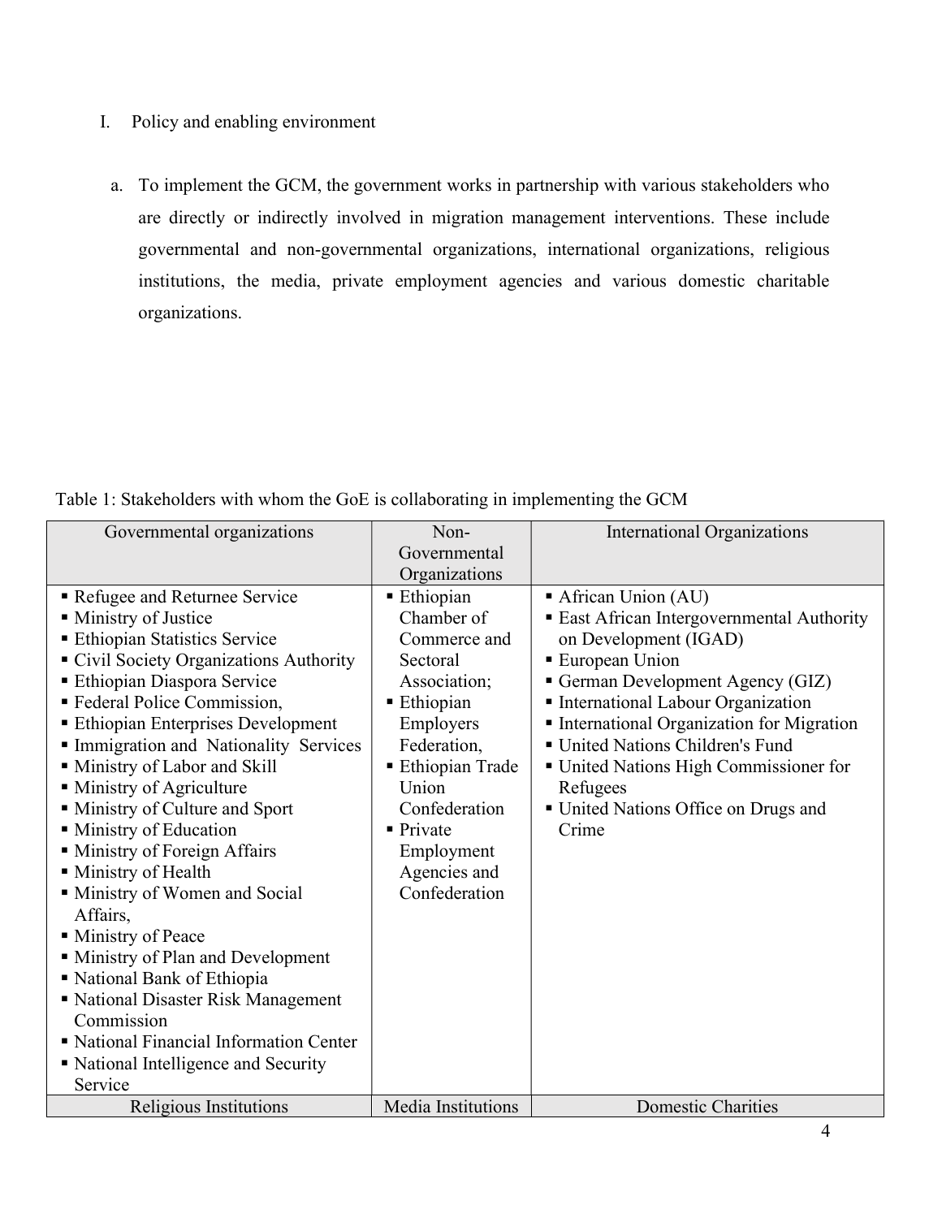I. Policy and enabling environment

a. To implement the GCM, the government works in partnership with various stakeholders who are directly or indirectly involved in migration management interventions. These include governmental and non-governmental organizations, international organizations, religious institutions, the media, private employment agencies and various domestic charitable organizations.

Table 1: Stakeholders with whom the GoE is collaborating in implementing the GCM

| Governmental organizations | Non-Governmental Organizations | International Organizations |
|---|---|---|
| ▪ Refugee and Returnee Service<br>▪ Ministry of Justice<br>▪ Ethiopian Statistics Service<br>▪ Civil Society Organizations Authority<br>▪ Ethiopian Diaspora Service<br>▪ Federal Police Commission,<br>▪ Ethiopian Enterprises Development<br>▪ Immigration and Nationality Services<br>▪ Ministry of Labor and Skill<br>▪ Ministry of Agriculture<br>▪ Ministry of Culture and Sport<br>▪ Ministry of Education<br>▪ Ministry of Foreign Affairs<br>▪ Ministry of Health<br>▪ Ministry of Women and Social Affairs,<br>▪ Ministry of Peace<br>▪ Ministry of Plan and Development<br>▪ National Bank of Ethiopia<br>▪ National Disaster Risk Management Commission<br>▪ National Financial Information Center<br>▪ National Intelligence and Security Service | ▪ Ethiopian Chamber of Commerce and Sectoral Association;<br>▪ Ethiopian Employers Federation,<br>▪ Ethiopian Trade Union Confederation<br>▪ Private Employment Agencies and Confederation | ▪ African Union (AU)<br>▪ East African Intergovernmental Authority on Development (IGAD)<br>▪ European Union<br>▪ German Development Agency (GIZ)<br>▪ International Labour Organization<br>▪ International Organization for Migration<br>▪ United Nations Children's Fund<br>▪ United Nations High Commissioner for Refugees<br>▪ United Nations Office on Drugs and Crime |
| Religious Institutions | Media Institutions | Domestic Charities |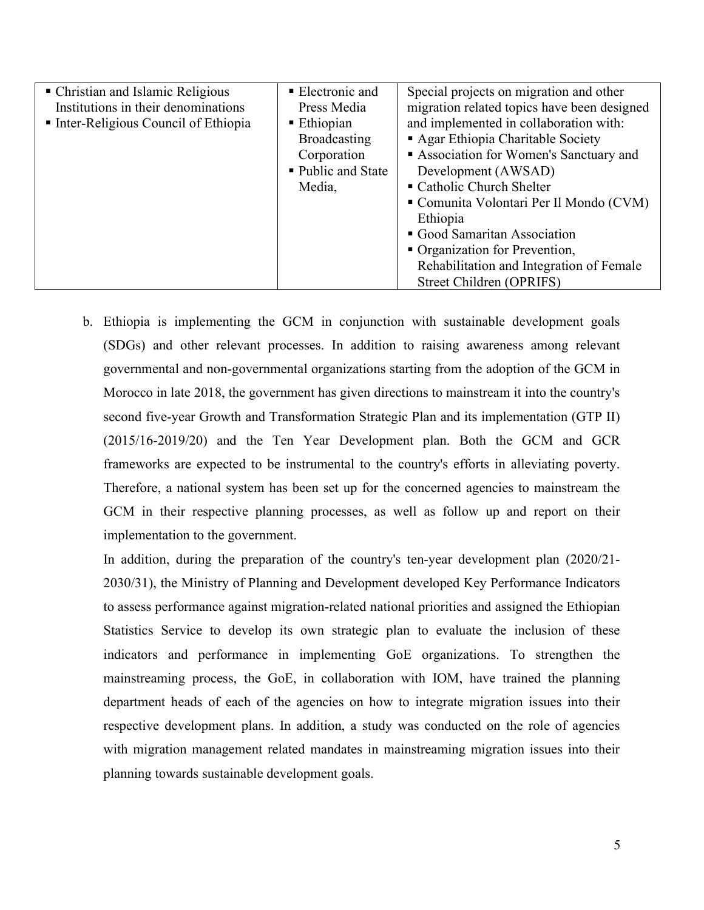| | | |
|---|---|---|
| ▪ Christian and Islamic Religious Institutions in their denominations<br>▪ Inter-Religious Council of Ethiopia | ▪ Electronic and Press Media<br>▪ Ethiopian Broadcasting Corporation<br>▪ Public and State Media, | Special projects on migration and other migration related topics have been designed and implemented in collaboration with:<br>▪ Agar Ethiopia Charitable Society<br>▪ Association for Women's Sanctuary and Development (AWSAD)<br>▪ Catholic Church Shelter<br>▪ Comunita Volontari Per Il Mondo (CVM) Ethiopia<br>▪ Good Samaritan Association<br>▪ Organization for Prevention, Rehabilitation and Integration of Female Street Children (OPRIFS) |

b. Ethiopia is implementing the GCM in conjunction with sustainable development goals (SDGs) and other relevant processes. In addition to raising awareness among relevant governmental and non-governmental organizations starting from the adoption of the GCM in Morocco in late 2018, the government has given directions to mainstream it into the country's second five-year Growth and Transformation Strategic Plan and its implementation (GTP II) (2015/16-2019/20) and the Ten Year Development plan. Both the GCM and GCR frameworks are expected to be instrumental to the country's efforts in alleviating poverty. Therefore, a national system has been set up for the concerned agencies to mainstream the GCM in their respective planning processes, as well as follow up and report on their implementation to the government.

In addition, during the preparation of the country's ten-year development plan (2020/21-2030/31), the Ministry of Planning and Development developed Key Performance Indicators to assess performance against migration-related national priorities and assigned the Ethiopian Statistics Service to develop its own strategic plan to evaluate the inclusion of these indicators and performance in implementing GoE organizations. To strengthen the mainstreaming process, the GoE, in collaboration with IOM, have trained the planning department heads of each of the agencies on how to integrate migration issues into their respective development plans. In addition, a study was conducted on the role of agencies with migration management related mandates in mainstreaming migration issues into their planning towards sustainable development goals.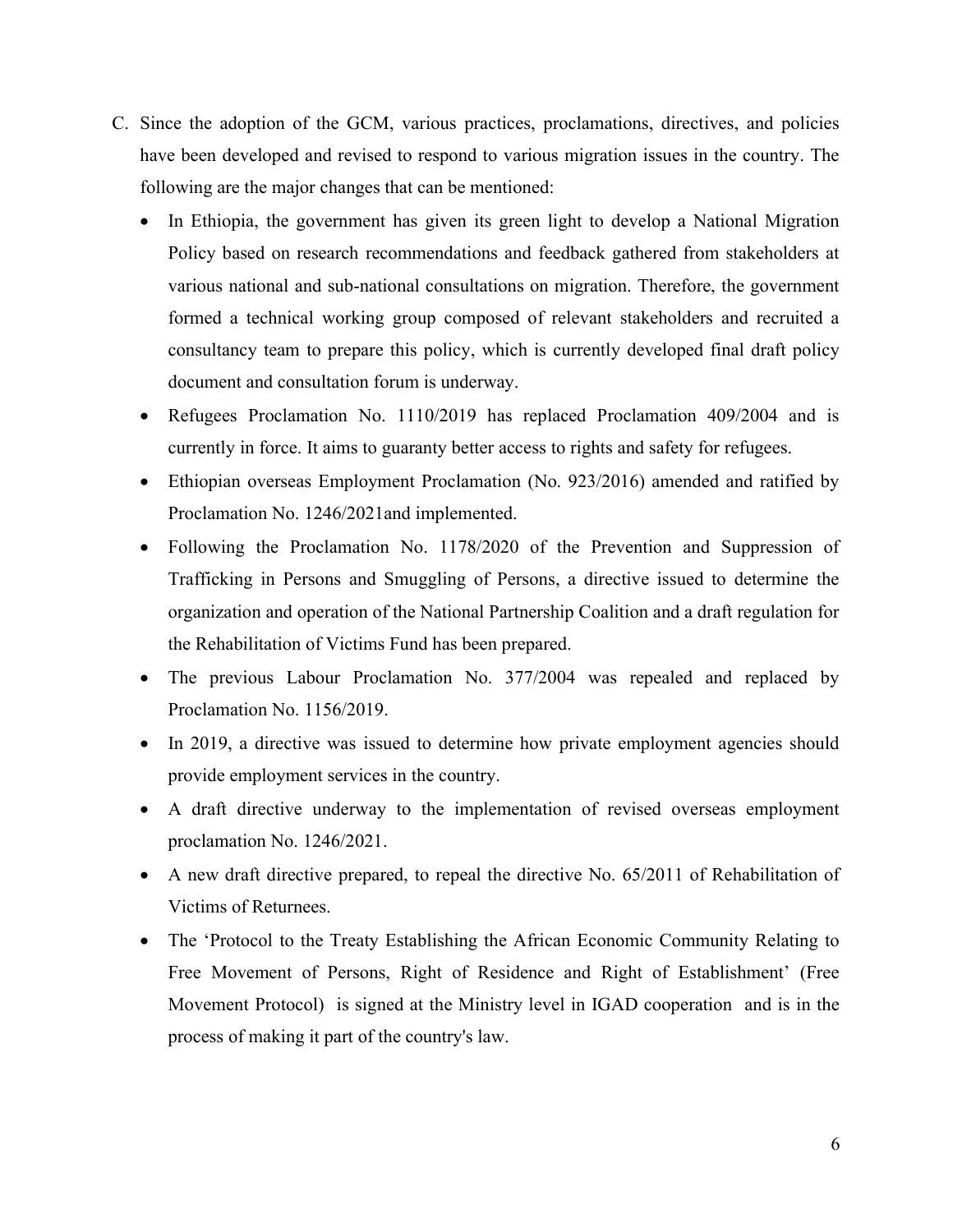C. Since the adoption of the GCM, various practices, proclamations, directives, and policies have been developed and revised to respond to various migration issues in the country. The following are the major changes that can be mentioned:

- In Ethiopia, the government has given its green light to develop a National Migration Policy based on research recommendations and feedback gathered from stakeholders at various national and sub-national consultations on migration. Therefore, the government formed a technical working group composed of relevant stakeholders and recruited a consultancy team to prepare this policy, which is currently developed final draft policy document and consultation forum is underway.
- Refugees Proclamation No. 1110/2019 has replaced Proclamation 409/2004 and is currently in force. It aims to guaranty better access to rights and safety for refugees.
- Ethiopian overseas Employment Proclamation (No. 923/2016) amended and ratified by Proclamation No. 1246/2021and implemented.
- Following the Proclamation No. 1178/2020 of the Prevention and Suppression of Trafficking in Persons and Smuggling of Persons, a directive issued to determine the organization and operation of the National Partnership Coalition and a draft regulation for the Rehabilitation of Victims Fund has been prepared.
- The previous Labour Proclamation No. 377/2004 was repealed and replaced by Proclamation No. 1156/2019.
- In 2019, a directive was issued to determine how private employment agencies should provide employment services in the country.
- A draft directive underway to the implementation of revised overseas employment proclamation No. 1246/2021.
- A new draft directive prepared, to repeal the directive No. 65/2011 of Rehabilitation of Victims of Returnees.
- The 'Protocol to the Treaty Establishing the African Economic Community Relating to Free Movement of Persons, Right of Residence and Right of Establishment' (Free Movement Protocol) is signed at the Ministry level in IGAD cooperation and is in the process of making it part of the country's law.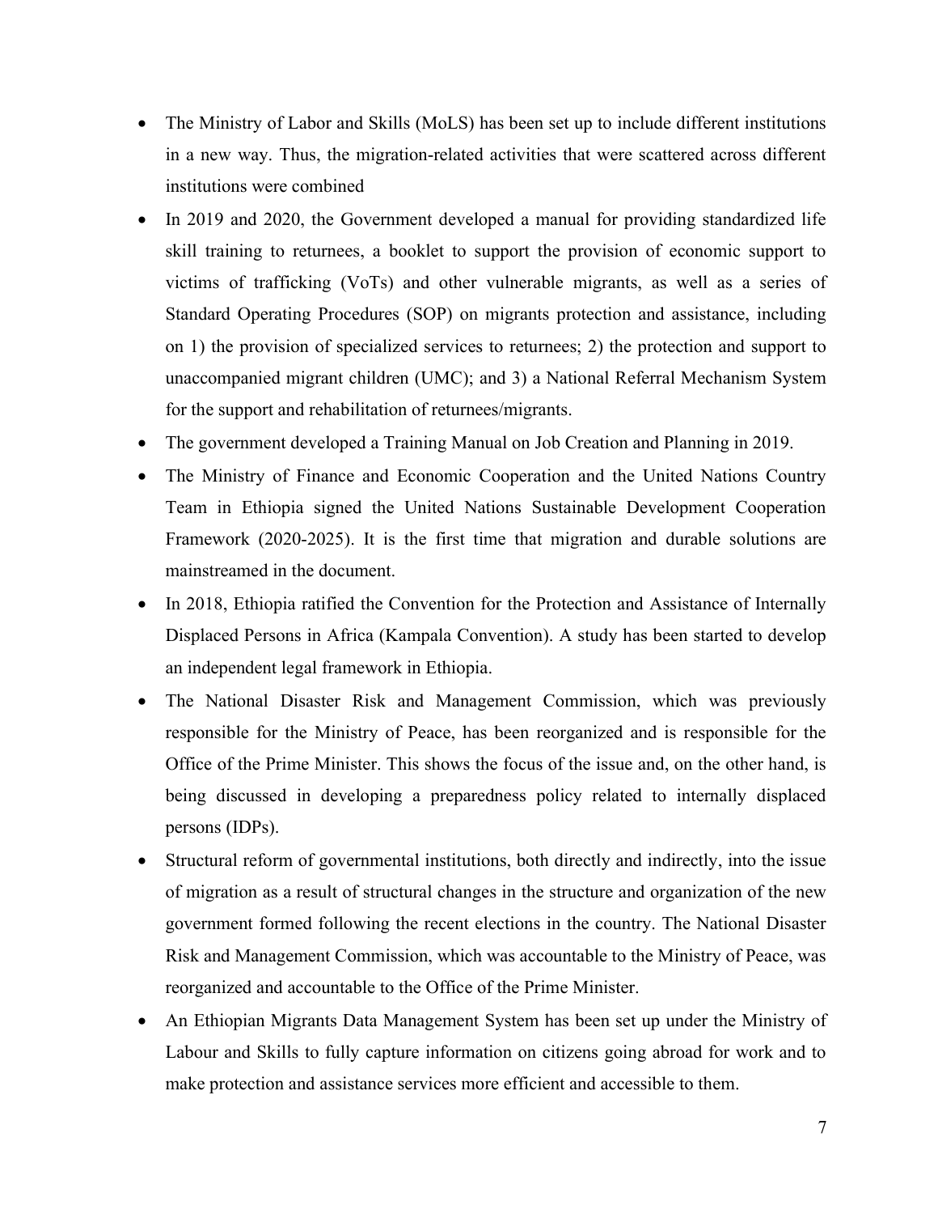- The Ministry of Labor and Skills (MoLS) has been set up to include different institutions in a new way. Thus, the migration-related activities that were scattered across different institutions were combined
- In 2019 and 2020, the Government developed a manual for providing standardized life skill training to returnees, a booklet to support the provision of economic support to victims of trafficking (VoTs) and other vulnerable migrants, as well as a series of Standard Operating Procedures (SOP) on migrants protection and assistance, including on 1) the provision of specialized services to returnees; 2) the protection and support to unaccompanied migrant children (UMC); and 3) a National Referral Mechanism System for the support and rehabilitation of returnees/migrants.
- The government developed a Training Manual on Job Creation and Planning in 2019.
- The Ministry of Finance and Economic Cooperation and the United Nations Country Team in Ethiopia signed the United Nations Sustainable Development Cooperation Framework (2020-2025). It is the first time that migration and durable solutions are mainstreamed in the document.
- In 2018, Ethiopia ratified the Convention for the Protection and Assistance of Internally Displaced Persons in Africa (Kampala Convention). A study has been started to develop an independent legal framework in Ethiopia.
- The National Disaster Risk and Management Commission, which was previously responsible for the Ministry of Peace, has been reorganized and is responsible for the Office of the Prime Minister. This shows the focus of the issue and, on the other hand, is being discussed in developing a preparedness policy related to internally displaced persons (IDPs).
- Structural reform of governmental institutions, both directly and indirectly, into the issue of migration as a result of structural changes in the structure and organization of the new government formed following the recent elections in the country. The National Disaster Risk and Management Commission, which was accountable to the Ministry of Peace, was reorganized and accountable to the Office of the Prime Minister.
- An Ethiopian Migrants Data Management System has been set up under the Ministry of Labour and Skills to fully capture information on citizens going abroad for work and to make protection and assistance services more efficient and accessible to them.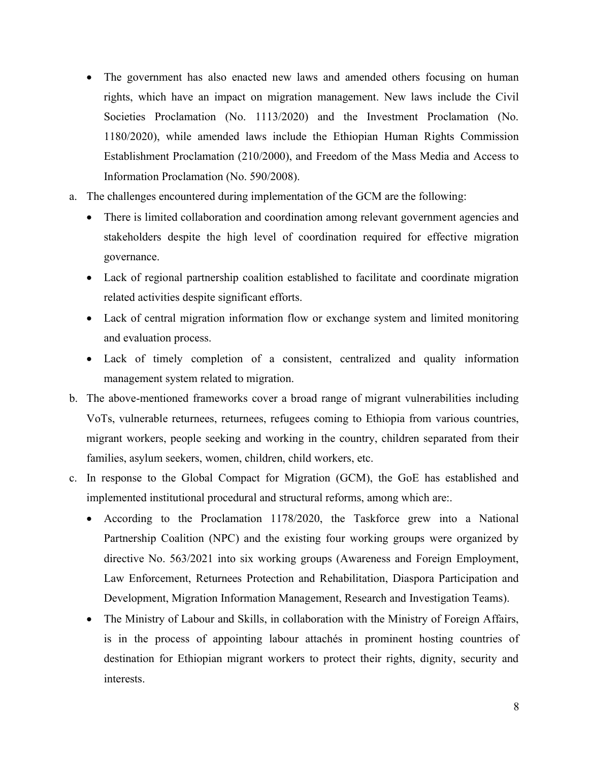- The government has also enacted new laws and amended others focusing on human rights, which have an impact on migration management. New laws include the Civil Societies Proclamation (No. 1113/2020) and the Investment Proclamation (No. 1180/2020), while amended laws include the Ethiopian Human Rights Commission Establishment Proclamation (210/2000), and Freedom of the Mass Media and Access to Information Proclamation (No. 590/2008).

a. The challenges encountered during implementation of the GCM are the following:
   - There is limited collaboration and coordination among relevant government agencies and stakeholders despite the high level of coordination required for effective migration governance.
   - Lack of regional partnership coalition established to facilitate and coordinate migration related activities despite significant efforts.
   - Lack of central migration information flow or exchange system and limited monitoring and evaluation process.
   - Lack of timely completion of a consistent, centralized and quality information management system related to migration.

b. The above-mentioned frameworks cover a broad range of migrant vulnerabilities including VoTs, vulnerable returnees, returnees, refugees coming to Ethiopia from various countries, migrant workers, people seeking and working in the country, children separated from their families, asylum seekers, women, children, child workers, etc.

c. In response to the Global Compact for Migration (GCM), the GoE has established and implemented institutional procedural and structural reforms, among which are:.
   - According to the Proclamation 1178/2020, the Taskforce grew into a National Partnership Coalition (NPC) and the existing four working groups were organized by directive No. 563/2021 into six working groups (Awareness and Foreign Employment, Law Enforcement, Returnees Protection and Rehabilitation, Diaspora Participation and Development, Migration Information Management, Research and Investigation Teams).
   - The Ministry of Labour and Skills, in collaboration with the Ministry of Foreign Affairs, is in the process of appointing labour attachés in prominent hosting countries of destination for Ethiopian migrant workers to protect their rights, dignity, security and interests.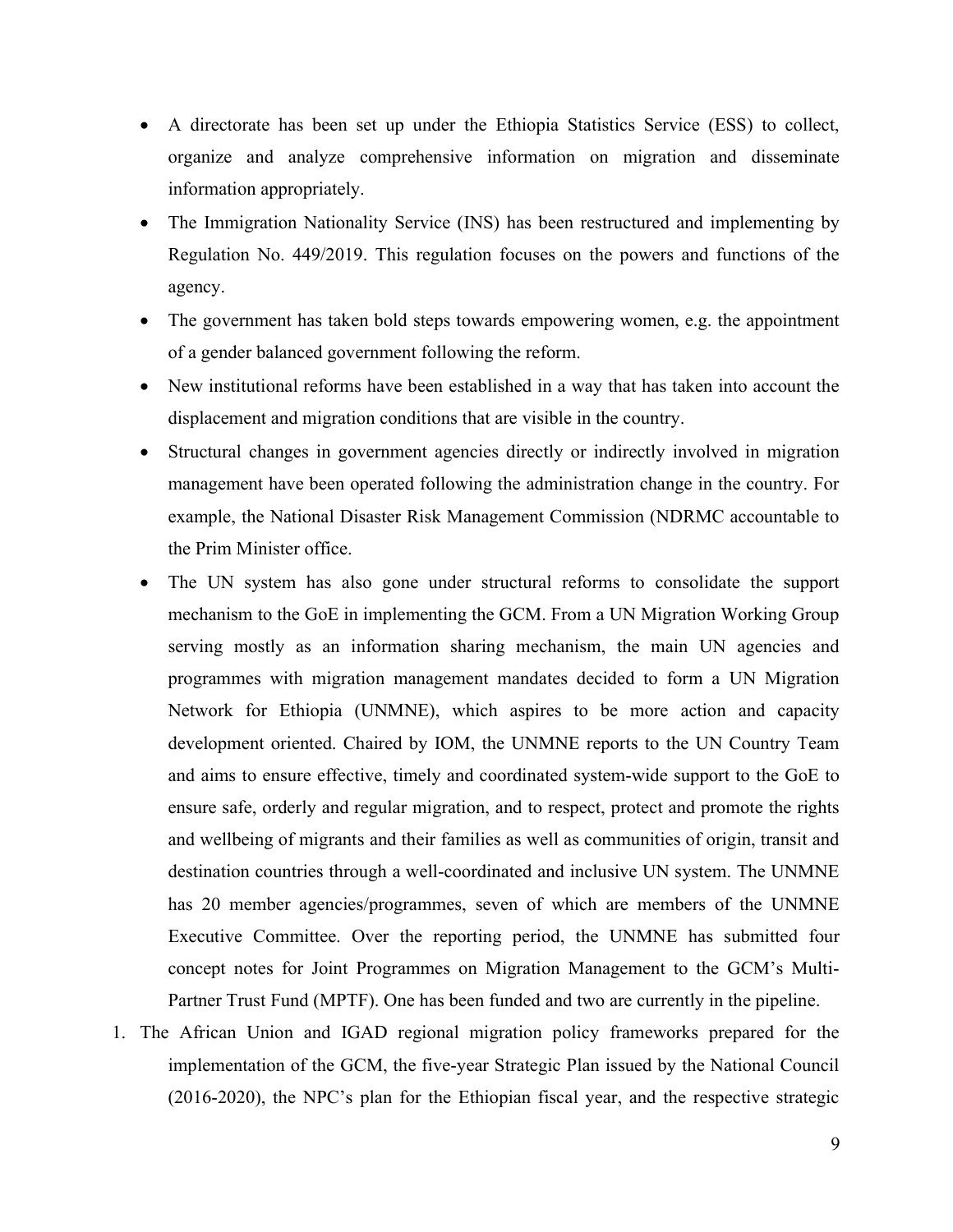- A directorate has been set up under the Ethiopia Statistics Service (ESS) to collect, organize and analyze comprehensive information on migration and disseminate information appropriately.
- The Immigration Nationality Service (INS) has been restructured and implementing by Regulation No. 449/2019. This regulation focuses on the powers and functions of the agency.
- The government has taken bold steps towards empowering women, e.g. the appointment of a gender balanced government following the reform.
- New institutional reforms have been established in a way that has taken into account the displacement and migration conditions that are visible in the country.
- Structural changes in government agencies directly or indirectly involved in migration management have been operated following the administration change in the country. For example, the National Disaster Risk Management Commission (NDRMC accountable to the Prim Minister office.
- The UN system has also gone under structural reforms to consolidate the support mechanism to the GoE in implementing the GCM. From a UN Migration Working Group serving mostly as an information sharing mechanism, the main UN agencies and programmes with migration management mandates decided to form a UN Migration Network for Ethiopia (UNMNE), which aspires to be more action and capacity development oriented. Chaired by IOM, the UNMNE reports to the UN Country Team and aims to ensure effective, timely and coordinated system-wide support to the GoE to ensure safe, orderly and regular migration, and to respect, protect and promote the rights and wellbeing of migrants and their families as well as communities of origin, transit and destination countries through a well-coordinated and inclusive UN system. The UNMNE has 20 member agencies/programmes, seven of which are members of the UNMNE Executive Committee. Over the reporting period, the UNMNE has submitted four concept notes for Joint Programmes on Migration Management to the GCM's Multi-Partner Trust Fund (MPTF). One has been funded and two are currently in the pipeline.

1. The African Union and IGAD regional migration policy frameworks prepared for the implementation of the GCM, the five-year Strategic Plan issued by the National Council (2016-2020), the NPC's plan for the Ethiopian fiscal year, and the respective strategic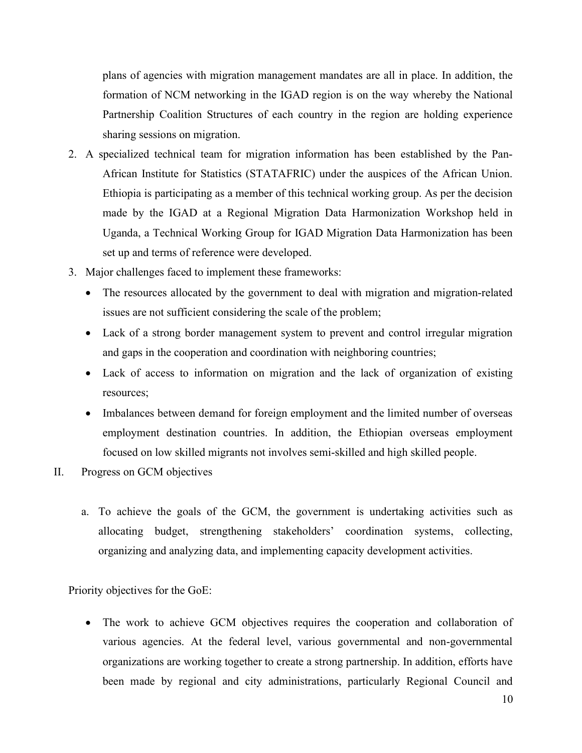plans of agencies with migration management mandates are all in place. In addition, the formation of NCM networking in the IGAD region is on the way whereby the National Partnership Coalition Structures of each country in the region are holding experience sharing sessions on migration.

2. A specialized technical team for migration information has been established by the Pan-African Institute for Statistics (STATAFRIC) under the auspices of the African Union. Ethiopia is participating as a member of this technical working group. As per the decision made by the IGAD at a Regional Migration Data Harmonization Workshop held in Uganda, a Technical Working Group for IGAD Migration Data Harmonization has been set up and terms of reference were developed.
3. Major challenges faced to implement these frameworks:
   - The resources allocated by the government to deal with migration and migration-related issues are not sufficient considering the scale of the problem;
   - Lack of a strong border management system to prevent and control irregular migration and gaps in the cooperation and coordination with neighboring countries;
   - Lack of access to information on migration and the lack of organization of existing resources;
   - Imbalances between demand for foreign employment and the limited number of overseas employment destination countries. In addition, the Ethiopian overseas employment focused on low skilled migrants not involves semi-skilled and high skilled people.

II. Progress on GCM objectives

a. To achieve the goals of the GCM, the government is undertaking activities such as allocating budget, strengthening stakeholders' coordination systems, collecting, organizing and analyzing data, and implementing capacity development activities.

Priority objectives for the GoE:

- The work to achieve GCM objectives requires the cooperation and collaboration of various agencies. At the federal level, various governmental and non-governmental organizations are working together to create a strong partnership. In addition, efforts have been made by regional and city administrations, particularly Regional Council and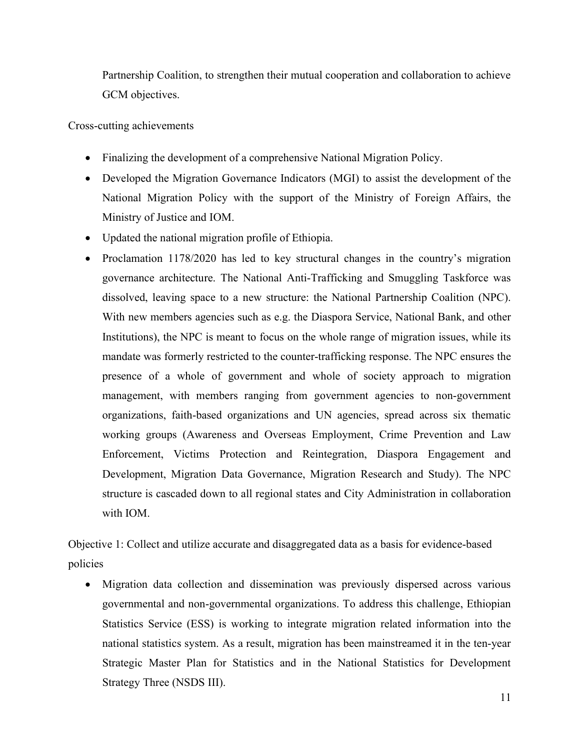Partnership Coalition, to strengthen their mutual cooperation and collaboration to achieve GCM objectives.

Cross-cutting achievements

- Finalizing the development of a comprehensive National Migration Policy.
- Developed the Migration Governance Indicators (MGI) to assist the development of the National Migration Policy with the support of the Ministry of Foreign Affairs, the Ministry of Justice and IOM.
- Updated the national migration profile of Ethiopia.
- Proclamation 1178/2020 has led to key structural changes in the country's migration governance architecture. The National Anti-Trafficking and Smuggling Taskforce was dissolved, leaving space to a new structure: the National Partnership Coalition (NPC). With new members agencies such as e.g. the Diaspora Service, National Bank, and other Institutions), the NPC is meant to focus on the whole range of migration issues, while its mandate was formerly restricted to the counter-trafficking response. The NPC ensures the presence of a whole of government and whole of society approach to migration management, with members ranging from government agencies to non-government organizations, faith-based organizations and UN agencies, spread across six thematic working groups (Awareness and Overseas Employment, Crime Prevention and Law Enforcement, Victims Protection and Reintegration, Diaspora Engagement and Development, Migration Data Governance, Migration Research and Study). The NPC structure is cascaded down to all regional states and City Administration in collaboration with IOM.

Objective 1: Collect and utilize accurate and disaggregated data as a basis for evidence-based policies

- Migration data collection and dissemination was previously dispersed across various governmental and non-governmental organizations. To address this challenge, Ethiopian Statistics Service (ESS) is working to integrate migration related information into the national statistics system. As a result, migration has been mainstreamed it in the ten-year Strategic Master Plan for Statistics and in the National Statistics for Development Strategy Three (NSDS III).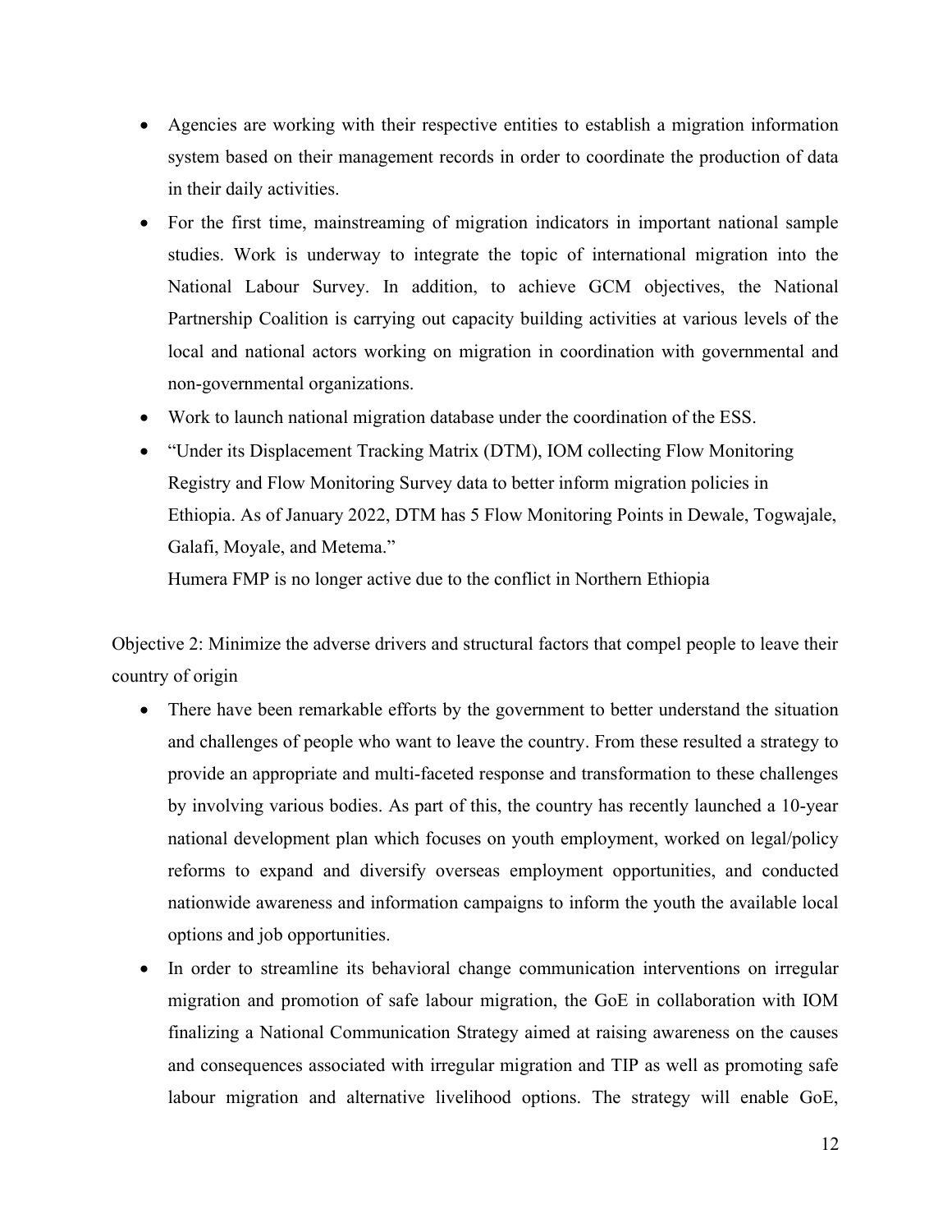- Agencies are working with their respective entities to establish a migration information system based on their management records in order to coordinate the production of data in their daily activities.
- For the first time, mainstreaming of migration indicators in important national sample studies. Work is underway to integrate the topic of international migration into the National Labour Survey. In addition, to achieve GCM objectives, the National Partnership Coalition is carrying out capacity building activities at various levels of the local and national actors working on migration in coordination with governmental and non-governmental organizations.
- Work to launch national migration database under the coordination of the ESS.
- "Under its Displacement Tracking Matrix (DTM), IOM collecting Flow Monitoring Registry and Flow Monitoring Survey data to better inform migration policies in Ethiopia. As of January 2022, DTM has 5 Flow Monitoring Points in Dewale, Togwajale, Galafi, Moyale, and Metema."

  Humera FMP is no longer active due to the conflict in Northern Ethiopia

Objective 2: Minimize the adverse drivers and structural factors that compel people to leave their country of origin

- There have been remarkable efforts by the government to better understand the situation and challenges of people who want to leave the country. From these resulted a strategy to provide an appropriate and multi-faceted response and transformation to these challenges by involving various bodies. As part of this, the country has recently launched a 10-year national development plan which focuses on youth employment, worked on legal/policy reforms to expand and diversify overseas employment opportunities, and conducted nationwide awareness and information campaigns to inform the youth the available local options and job opportunities.
- In order to streamline its behavioral change communication interventions on irregular migration and promotion of safe labour migration, the GoE in collaboration with IOM finalizing a National Communication Strategy aimed at raising awareness on the causes and consequences associated with irregular migration and TIP as well as promoting safe labour migration and alternative livelihood options. The strategy will enable GoE,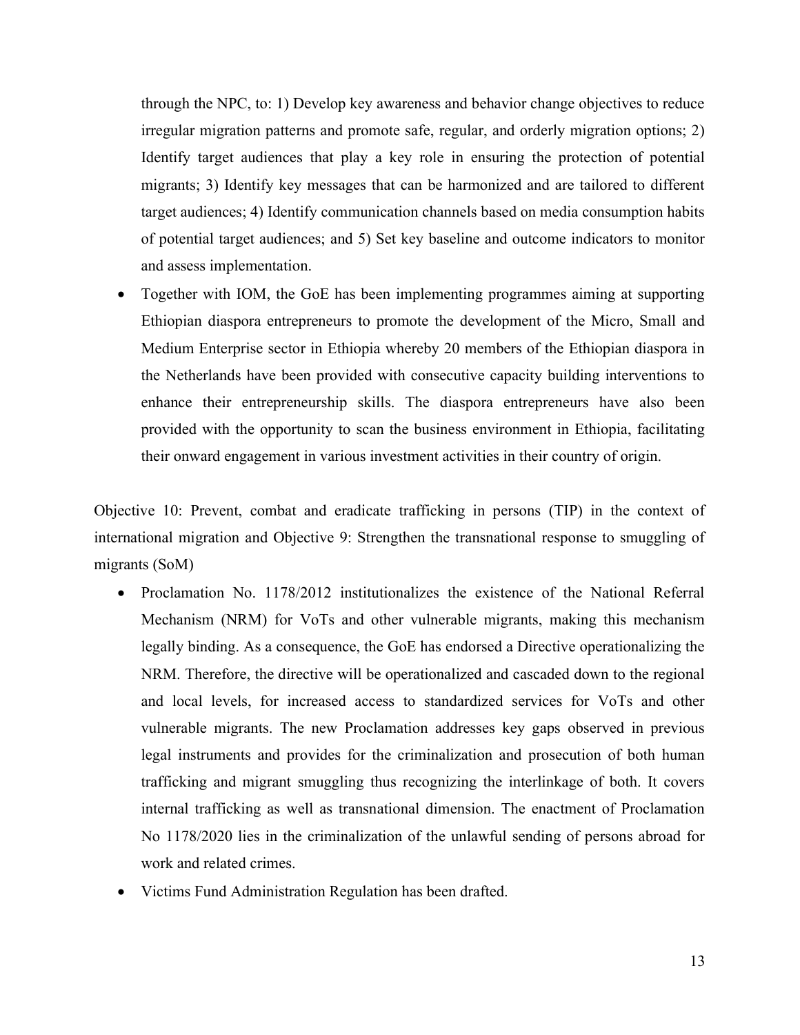through the NPC, to: 1) Develop key awareness and behavior change objectives to reduce irregular migration patterns and promote safe, regular, and orderly migration options; 2) Identify target audiences that play a key role in ensuring the protection of potential migrants; 3) Identify key messages that can be harmonized and are tailored to different target audiences; 4) Identify communication channels based on media consumption habits of potential target audiences; and 5) Set key baseline and outcome indicators to monitor and assess implementation.

- Together with IOM, the GoE has been implementing programmes aiming at supporting Ethiopian diaspora entrepreneurs to promote the development of the Micro, Small and Medium Enterprise sector in Ethiopia whereby 20 members of the Ethiopian diaspora in the Netherlands have been provided with consecutive capacity building interventions to enhance their entrepreneurship skills. The diaspora entrepreneurs have also been provided with the opportunity to scan the business environment in Ethiopia, facilitating their onward engagement in various investment activities in their country of origin.

Objective 10: Prevent, combat and eradicate trafficking in persons (TIP) in the context of international migration and Objective 9: Strengthen the transnational response to smuggling of migrants (SoM)

- Proclamation No. 1178/2012 institutionalizes the existence of the National Referral Mechanism (NRM) for VoTs and other vulnerable migrants, making this mechanism legally binding. As a consequence, the GoE has endorsed a Directive operationalizing the NRM. Therefore, the directive will be operationalized and cascaded down to the regional and local levels, for increased access to standardized services for VoTs and other vulnerable migrants. The new Proclamation addresses key gaps observed in previous legal instruments and provides for the criminalization and prosecution of both human trafficking and migrant smuggling thus recognizing the interlinkage of both. It covers internal trafficking as well as transnational dimension. The enactment of Proclamation No 1178/2020 lies in the criminalization of the unlawful sending of persons abroad for work and related crimes.
- Victims Fund Administration Regulation has been drafted.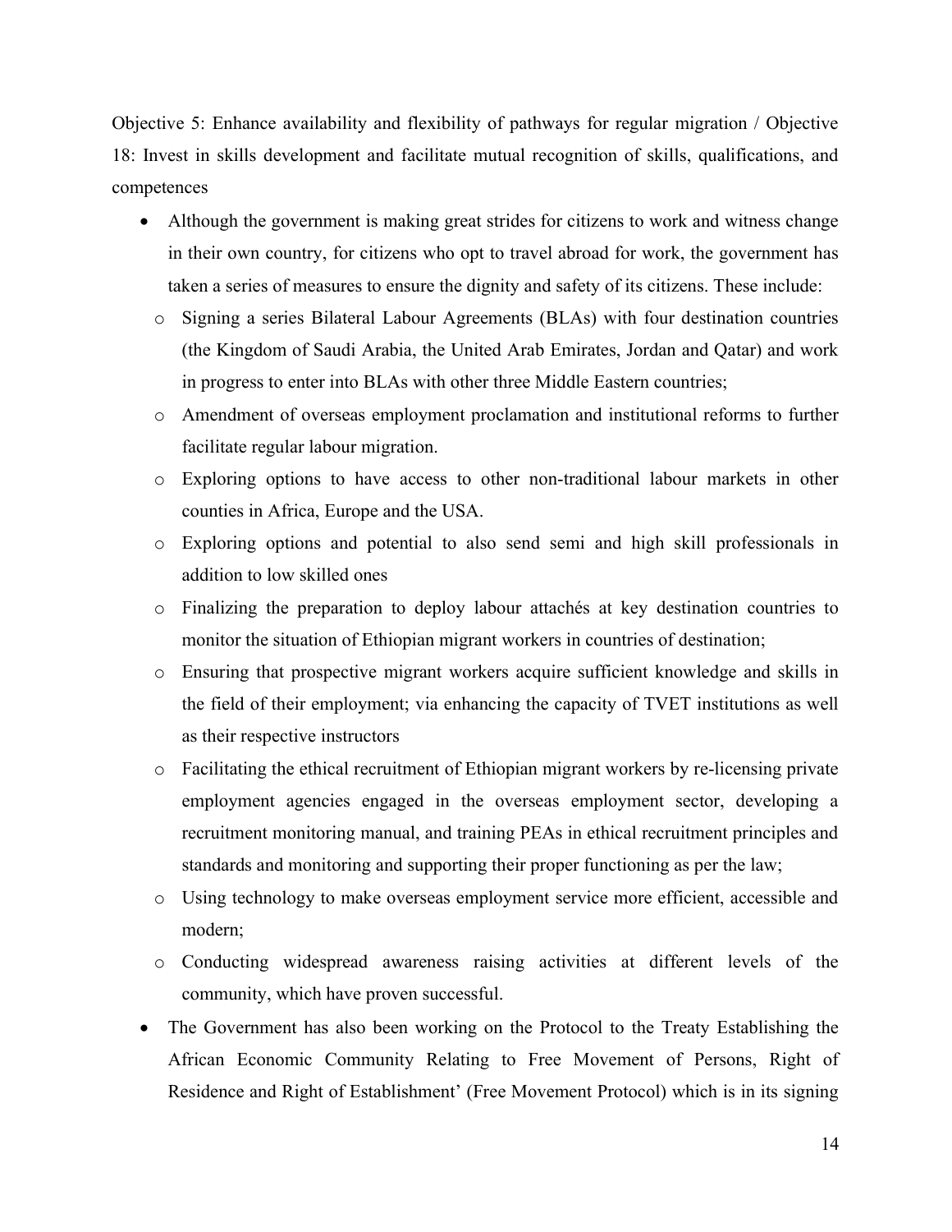Objective 5: Enhance availability and flexibility of pathways for regular migration / Objective 18: Invest in skills development and facilitate mutual recognition of skills, qualifications, and competences

- Although the government is making great strides for citizens to work and witness change in their own country, for citizens who opt to travel abroad for work, the government has taken a series of measures to ensure the dignity and safety of its citizens. These include:
  - Signing a series Bilateral Labour Agreements (BLAs) with four destination countries (the Kingdom of Saudi Arabia, the United Arab Emirates, Jordan and Qatar) and work in progress to enter into BLAs with other three Middle Eastern countries;
  - Amendment of overseas employment proclamation and institutional reforms to further facilitate regular labour migration.
  - Exploring options to have access to other non-traditional labour markets in other counties in Africa, Europe and the USA.
  - Exploring options and potential to also send semi and high skill professionals in addition to low skilled ones
  - Finalizing the preparation to deploy labour attachés at key destination countries to monitor the situation of Ethiopian migrant workers in countries of destination;
  - Ensuring that prospective migrant workers acquire sufficient knowledge and skills in the field of their employment; via enhancing the capacity of TVET institutions as well as their respective instructors
  - Facilitating the ethical recruitment of Ethiopian migrant workers by re-licensing private employment agencies engaged in the overseas employment sector, developing a recruitment monitoring manual, and training PEAs in ethical recruitment principles and standards and monitoring and supporting their proper functioning as per the law;
  - Using technology to make overseas employment service more efficient, accessible and modern;
  - Conducting widespread awareness raising activities at different levels of the community, which have proven successful.
- The Government has also been working on the Protocol to the Treaty Establishing the African Economic Community Relating to Free Movement of Persons, Right of Residence and Right of Establishment' (Free Movement Protocol) which is in its signing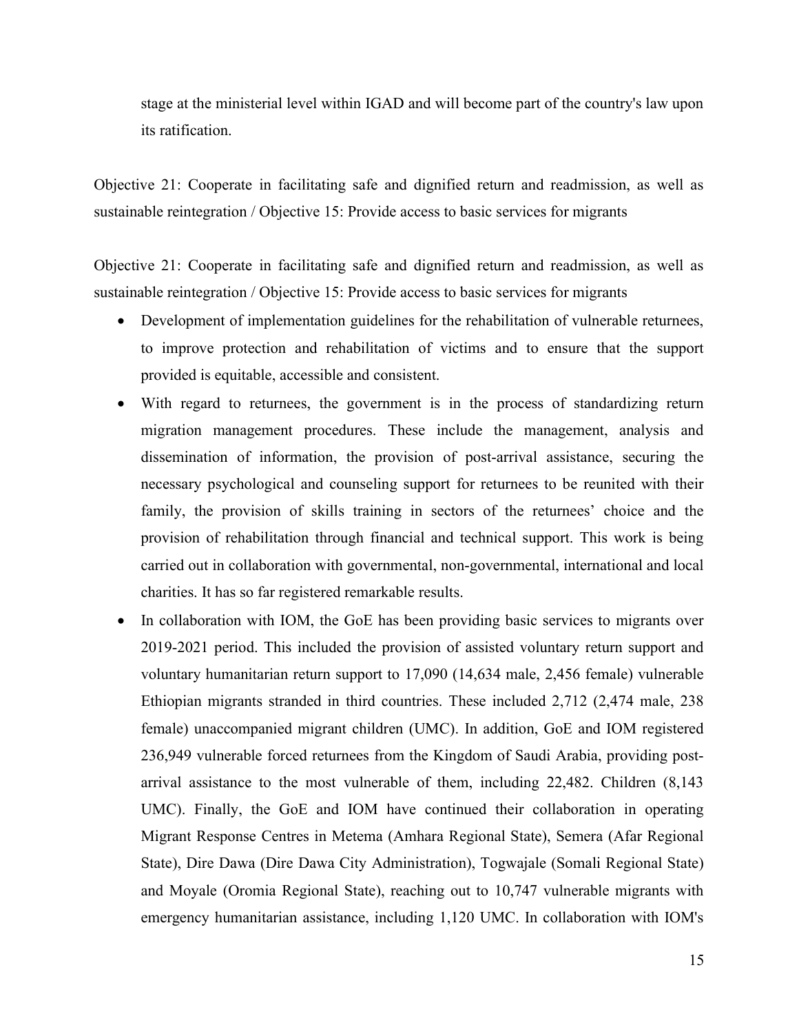stage at the ministerial level within IGAD and will become part of the country's law upon its ratification.

Objective 21: Cooperate in facilitating safe and dignified return and readmission, as well as sustainable reintegration / Objective 15: Provide access to basic services for migrants

Objective 21: Cooperate in facilitating safe and dignified return and readmission, as well as sustainable reintegration / Objective 15: Provide access to basic services for migrants

- Development of implementation guidelines for the rehabilitation of vulnerable returnees, to improve protection and rehabilitation of victims and to ensure that the support provided is equitable, accessible and consistent.
- With regard to returnees, the government is in the process of standardizing return migration management procedures. These include the management, analysis and dissemination of information, the provision of post-arrival assistance, securing the necessary psychological and counseling support for returnees to be reunited with their family, the provision of skills training in sectors of the returnees' choice and the provision of rehabilitation through financial and technical support. This work is being carried out in collaboration with governmental, non-governmental, international and local charities. It has so far registered remarkable results.
- In collaboration with IOM, the GoE has been providing basic services to migrants over 2019-2021 period. This included the provision of assisted voluntary return support and voluntary humanitarian return support to 17,090 (14,634 male, 2,456 female) vulnerable Ethiopian migrants stranded in third countries. These included 2,712 (2,474 male, 238 female) unaccompanied migrant children (UMC). In addition, GoE and IOM registered 236,949 vulnerable forced returnees from the Kingdom of Saudi Arabia, providing post-arrival assistance to the most vulnerable of them, including 22,482. Children (8,143 UMC). Finally, the GoE and IOM have continued their collaboration in operating Migrant Response Centres in Metema (Amhara Regional State), Semera (Afar Regional State), Dire Dawa (Dire Dawa City Administration), Togwajale (Somali Regional State) and Moyale (Oromia Regional State), reaching out to 10,747 vulnerable migrants with emergency humanitarian assistance, including 1,120 UMC. In collaboration with IOM's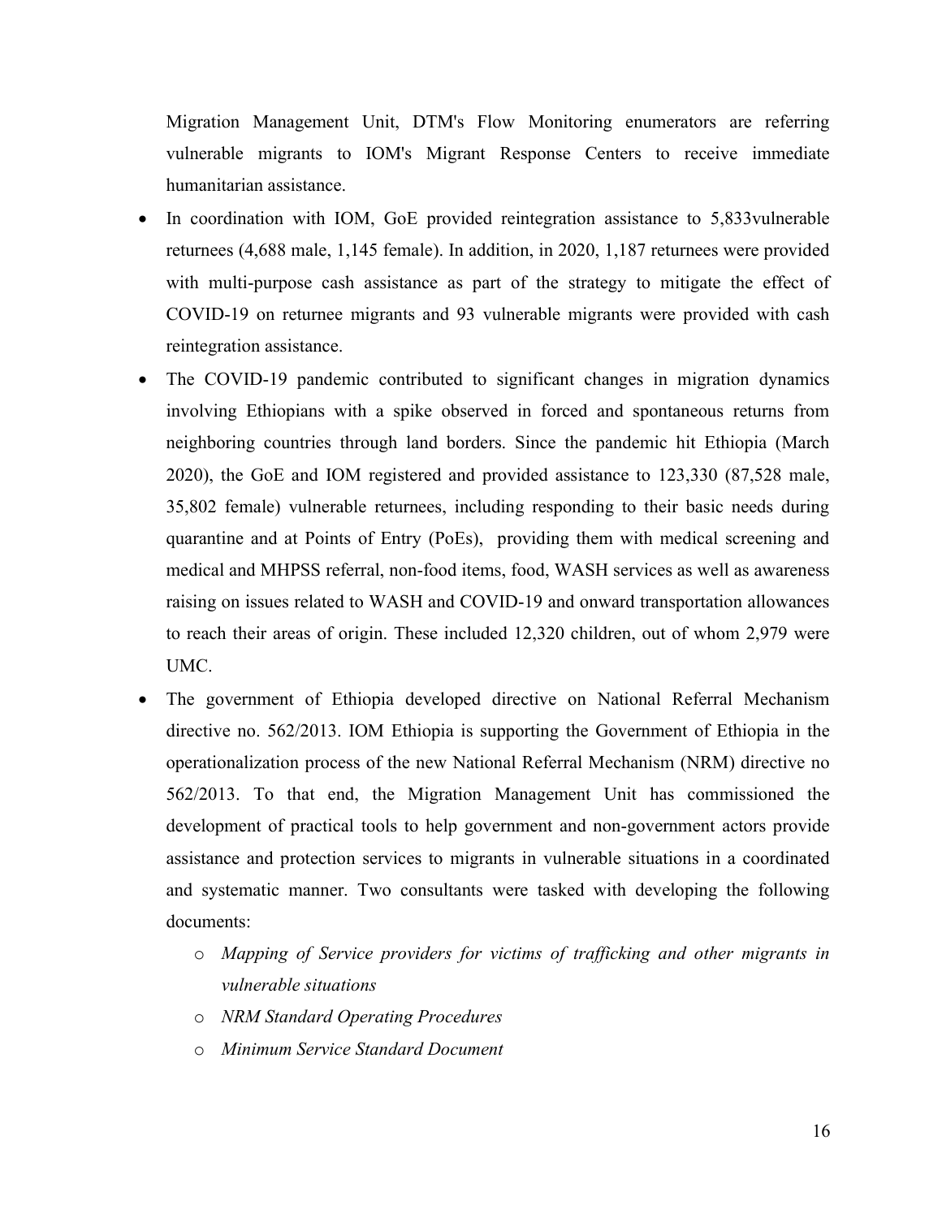Migration Management Unit, DTM's Flow Monitoring enumerators are referring vulnerable migrants to IOM's Migrant Response Centers to receive immediate humanitarian assistance.

- In coordination with IOM, GoE provided reintegration assistance to 5,833vulnerable returnees (4,688 male, 1,145 female). In addition, in 2020, 1,187 returnees were provided with multi-purpose cash assistance as part of the strategy to mitigate the effect of COVID-19 on returnee migrants and 93 vulnerable migrants were provided with cash reintegration assistance.
- The COVID-19 pandemic contributed to significant changes in migration dynamics involving Ethiopians with a spike observed in forced and spontaneous returns from neighboring countries through land borders. Since the pandemic hit Ethiopia (March 2020), the GoE and IOM registered and provided assistance to 123,330 (87,528 male, 35,802 female) vulnerable returnees, including responding to their basic needs during quarantine and at Points of Entry (PoEs), providing them with medical screening and medical and MHPSS referral, non-food items, food, WASH services as well as awareness raising on issues related to WASH and COVID-19 and onward transportation allowances to reach their areas of origin. These included 12,320 children, out of whom 2,979 were UMC.
- The government of Ethiopia developed directive on National Referral Mechanism directive no. 562/2013. IOM Ethiopia is supporting the Government of Ethiopia in the operationalization process of the new National Referral Mechanism (NRM) directive no 562/2013. To that end, the Migration Management Unit has commissioned the development of practical tools to help government and non-government actors provide assistance and protection services to migrants in vulnerable situations in a coordinated and systematic manner. Two consultants were tasked with developing the following documents:
    - *Mapping of Service providers for victims of trafficking and other migrants in vulnerable situations*
    - *NRM Standard Operating Procedures*
    - *Minimum Service Standard Document*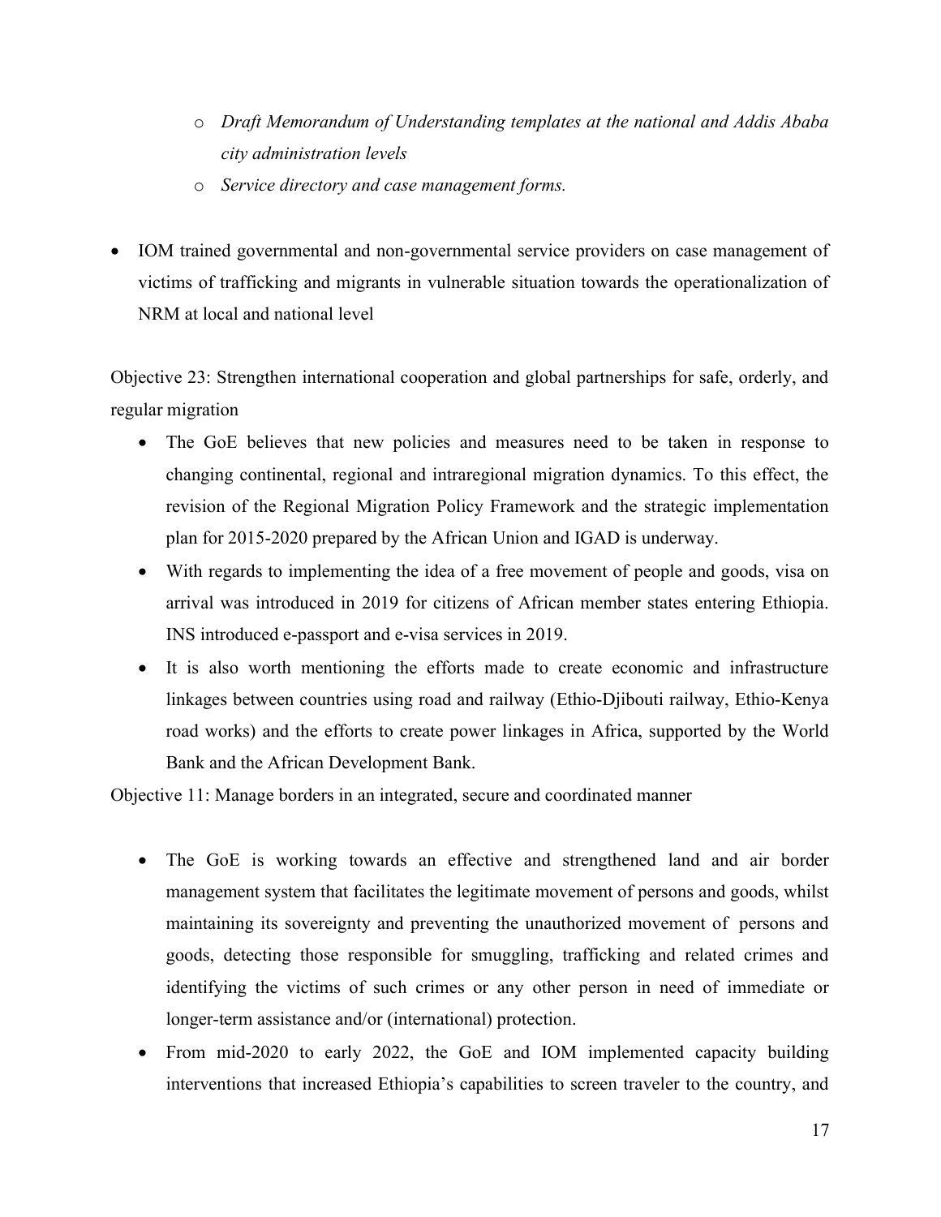- *Draft Memorandum of Understanding templates at the national and Addis Ababa city administration levels*
  - *Service directory and case management forms.*

- IOM trained governmental and non-governmental service providers on case management of victims of trafficking and migrants in vulnerable situation towards the operationalization of NRM at local and national level

Objective 23: Strengthen international cooperation and global partnerships for safe, orderly, and regular migration

- The GoE believes that new policies and measures need to be taken in response to changing continental, regional and intraregional migration dynamics. To this effect, the revision of the Regional Migration Policy Framework and the strategic implementation plan for 2015-2020 prepared by the African Union and IGAD is underway.
- With regards to implementing the idea of a free movement of people and goods, visa on arrival was introduced in 2019 for citizens of African member states entering Ethiopia. INS introduced e-passport and e-visa services in 2019.
- It is also worth mentioning the efforts made to create economic and infrastructure linkages between countries using road and railway (Ethio-Djibouti railway, Ethio-Kenya road works) and the efforts to create power linkages in Africa, supported by the World Bank and the African Development Bank.

Objective 11: Manage borders in an integrated, secure and coordinated manner

- The GoE is working towards an effective and strengthened land and air border management system that facilitates the legitimate movement of persons and goods, whilst maintaining its sovereignty and preventing the unauthorized movement of persons and goods, detecting those responsible for smuggling, trafficking and related crimes and identifying the victims of such crimes or any other person in need of immediate or longer-term assistance and/or (international) protection.
- From mid-2020 to early 2022, the GoE and IOM implemented capacity building interventions that increased Ethiopia's capabilities to screen traveler to the country, and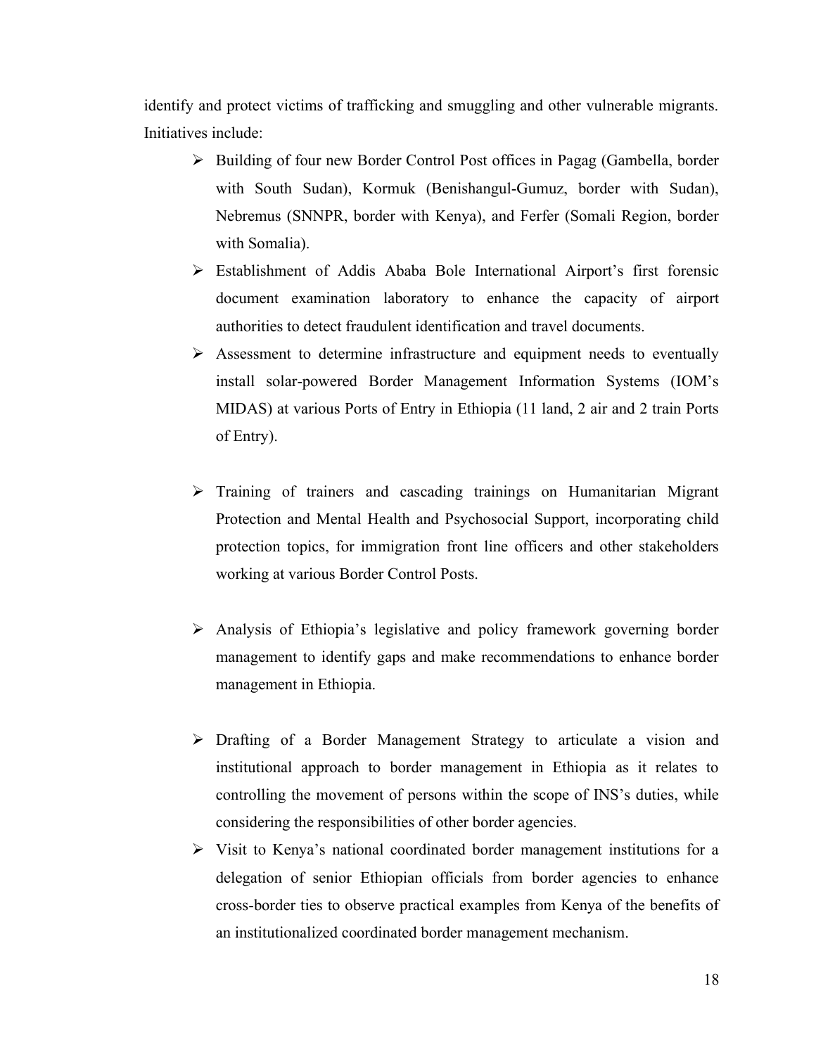identify and protect victims of trafficking and smuggling and other vulnerable migrants. Initiatives include:

- Building of four new Border Control Post offices in Pagag (Gambella, border with South Sudan), Kormuk (Benishangul-Gumuz, border with Sudan), Nebremus (SNNPR, border with Kenya), and Ferfer (Somali Region, border with Somalia).
- Establishment of Addis Ababa Bole International Airport's first forensic document examination laboratory to enhance the capacity of airport authorities to detect fraudulent identification and travel documents.
- Assessment to determine infrastructure and equipment needs to eventually install solar-powered Border Management Information Systems (IOM's MIDAS) at various Ports of Entry in Ethiopia (11 land, 2 air and 2 train Ports of Entry).
- Training of trainers and cascading trainings on Humanitarian Migrant Protection and Mental Health and Psychosocial Support, incorporating child protection topics, for immigration front line officers and other stakeholders working at various Border Control Posts.
- Analysis of Ethiopia's legislative and policy framework governing border management to identify gaps and make recommendations to enhance border management in Ethiopia.
- Drafting of a Border Management Strategy to articulate a vision and institutional approach to border management in Ethiopia as it relates to controlling the movement of persons within the scope of INS's duties, while considering the responsibilities of other border agencies.
- Visit to Kenya's national coordinated border management institutions for a delegation of senior Ethiopian officials from border agencies to enhance cross-border ties to observe practical examples from Kenya of the benefits of an institutionalized coordinated border management mechanism.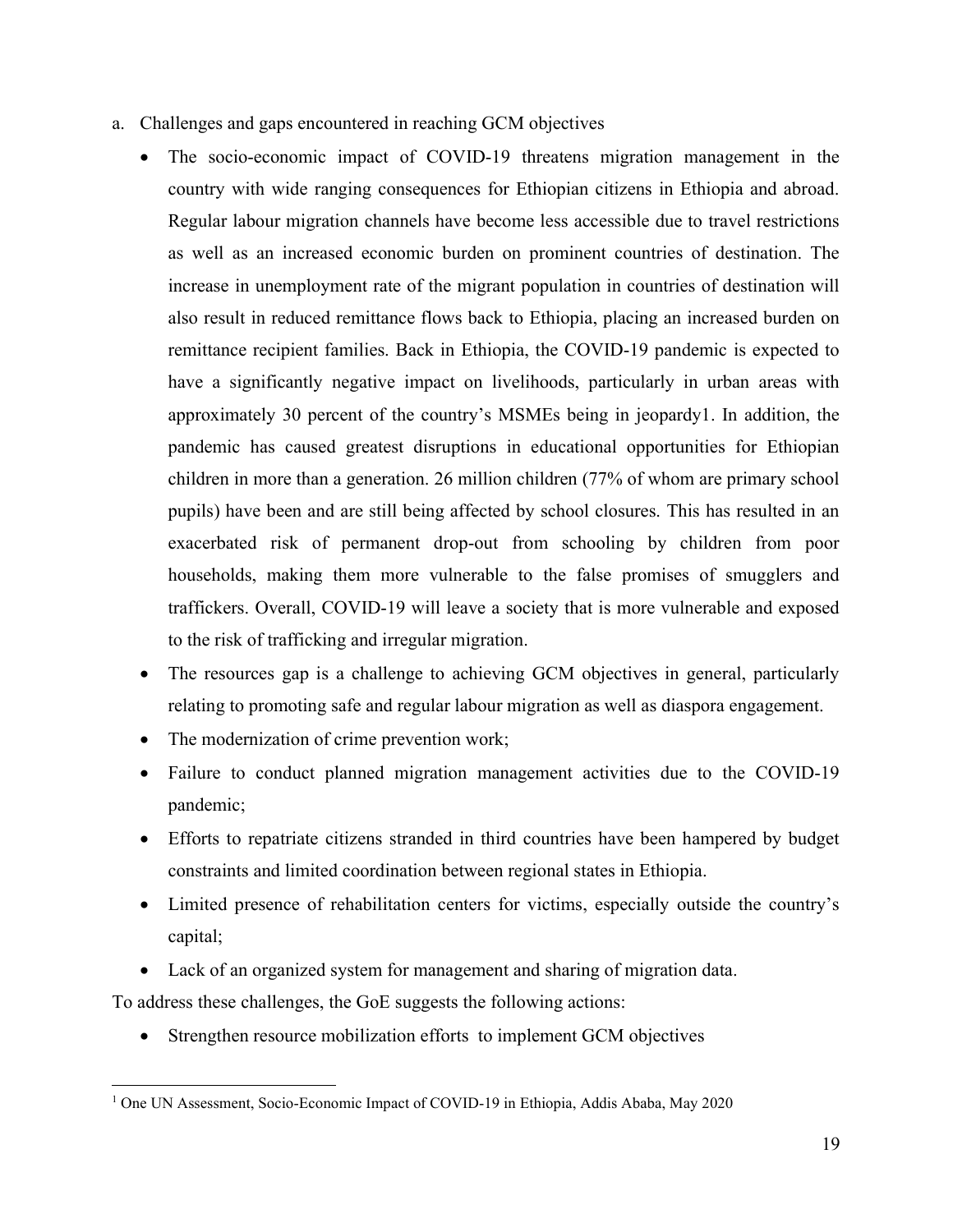a. Challenges and gaps encountered in reaching GCM objectives

- The socio-economic impact of COVID-19 threatens migration management in the country with wide ranging consequences for Ethiopian citizens in Ethiopia and abroad. Regular labour migration channels have become less accessible due to travel restrictions as well as an increased economic burden on prominent countries of destination. The increase in unemployment rate of the migrant population in countries of destination will also result in reduced remittance flows back to Ethiopia, placing an increased burden on remittance recipient families. Back in Ethiopia, the COVID-19 pandemic is expected to have a significantly negative impact on livelihoods, particularly in urban areas with approximately 30 percent of the country's MSMEs being in jeopardy[1]. In addition, the pandemic has caused greatest disruptions in educational opportunities for Ethiopian children in more than a generation. 26 million children (77% of whom are primary school pupils) have been and are still being affected by school closures. This has resulted in an exacerbated risk of permanent drop-out from schooling by children from poor households, making them more vulnerable to the false promises of smugglers and traffickers. Overall, COVID-19 will leave a society that is more vulnerable and exposed to the risk of trafficking and irregular migration.
- The resources gap is a challenge to achieving GCM objectives in general, particularly relating to promoting safe and regular labour migration as well as diaspora engagement.
- The modernization of crime prevention work;
- Failure to conduct planned migration management activities due to the COVID-19 pandemic;
- Efforts to repatriate citizens stranded in third countries have been hampered by budget constraints and limited coordination between regional states in Ethiopia.
- Limited presence of rehabilitation centers for victims, especially outside the country's capital;
- Lack of an organized system for management and sharing of migration data.

To address these challenges, the GoE suggests the following actions:

- Strengthen resource mobilization efforts to implement GCM objectives

---

[1] One UN Assessment, Socio-Economic Impact of COVID-19 in Ethiopia, Addis Ababa, May 2020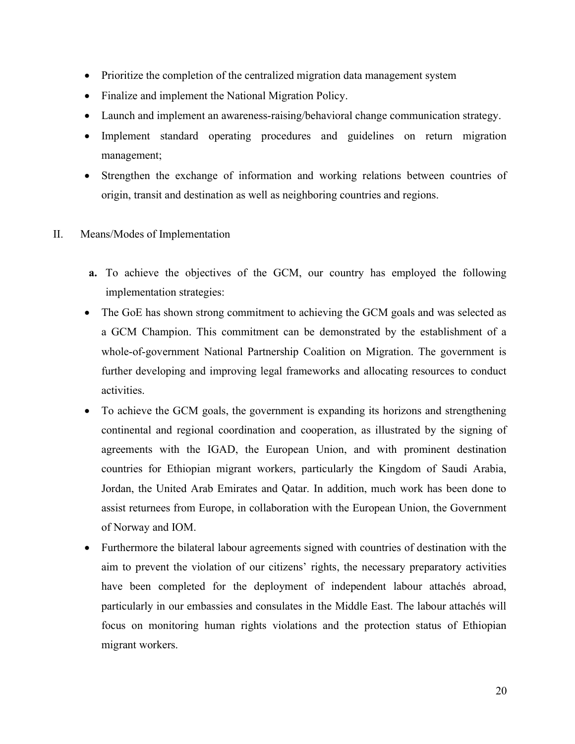- Prioritize the completion of the centralized migration data management system
- Finalize and implement the National Migration Policy.
- Launch and implement an awareness-raising/behavioral change communication strategy.
- Implement standard operating procedures and guidelines on return migration management;
- Strengthen the exchange of information and working relations between countries of origin, transit and destination as well as neighboring countries and regions.

II. Means/Modes of Implementation

**a.** To achieve the objectives of the GCM, our country has employed the following implementation strategies:

- The GoE has shown strong commitment to achieving the GCM goals and was selected as a GCM Champion. This commitment can be demonstrated by the establishment of a whole-of-government National Partnership Coalition on Migration. The government is further developing and improving legal frameworks and allocating resources to conduct activities.
- To achieve the GCM goals, the government is expanding its horizons and strengthening continental and regional coordination and cooperation, as illustrated by the signing of agreements with the IGAD, the European Union, and with prominent destination countries for Ethiopian migrant workers, particularly the Kingdom of Saudi Arabia, Jordan, the United Arab Emirates and Qatar. In addition, much work has been done to assist returnees from Europe, in collaboration with the European Union, the Government of Norway and IOM.
- Furthermore the bilateral labour agreements signed with countries of destination with the aim to prevent the violation of our citizens' rights, the necessary preparatory activities have been completed for the deployment of independent labour attachés abroad, particularly in our embassies and consulates in the Middle East. The labour attachés will focus on monitoring human rights violations and the protection status of Ethiopian migrant workers.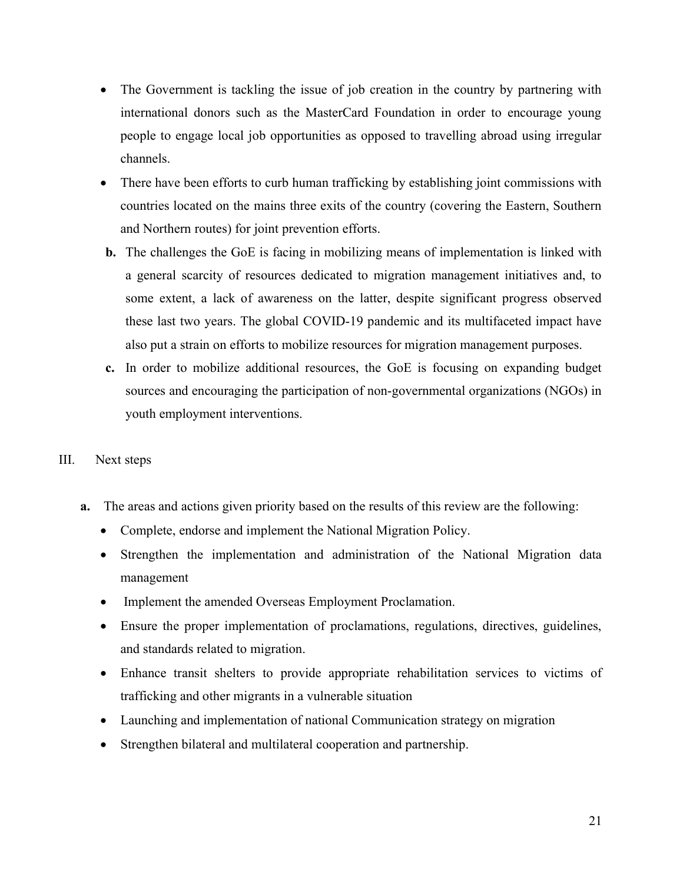- The Government is tackling the issue of job creation in the country by partnering with international donors such as the MasterCard Foundation in order to encourage young people to engage local job opportunities as opposed to travelling abroad using irregular channels.
- There have been efforts to curb human trafficking by establishing joint commissions with countries located on the mains three exits of the country (covering the Eastern, Southern and Northern routes) for joint prevention efforts.

**b.** The challenges the GoE is facing in mobilizing means of implementation is linked with a general scarcity of resources dedicated to migration management initiatives and, to some extent, a lack of awareness on the latter, despite significant progress observed these last two years. The global COVID-19 pandemic and its multifaceted impact have also put a strain on efforts to mobilize resources for migration management purposes.

**c.** In order to mobilize additional resources, the GoE is focusing on expanding budget sources and encouraging the participation of non-governmental organizations (NGOs) in youth employment interventions.

## III. Next steps

**a.** The areas and actions given priority based on the results of this review are the following:

- Complete, endorse and implement the National Migration Policy.
- Strengthen the implementation and administration of the National Migration data management
- Implement the amended Overseas Employment Proclamation.
- Ensure the proper implementation of proclamations, regulations, directives, guidelines, and standards related to migration.
- Enhance transit shelters to provide appropriate rehabilitation services to victims of trafficking and other migrants in a vulnerable situation
- Launching and implementation of national Communication strategy on migration
- Strengthen bilateral and multilateral cooperation and partnership.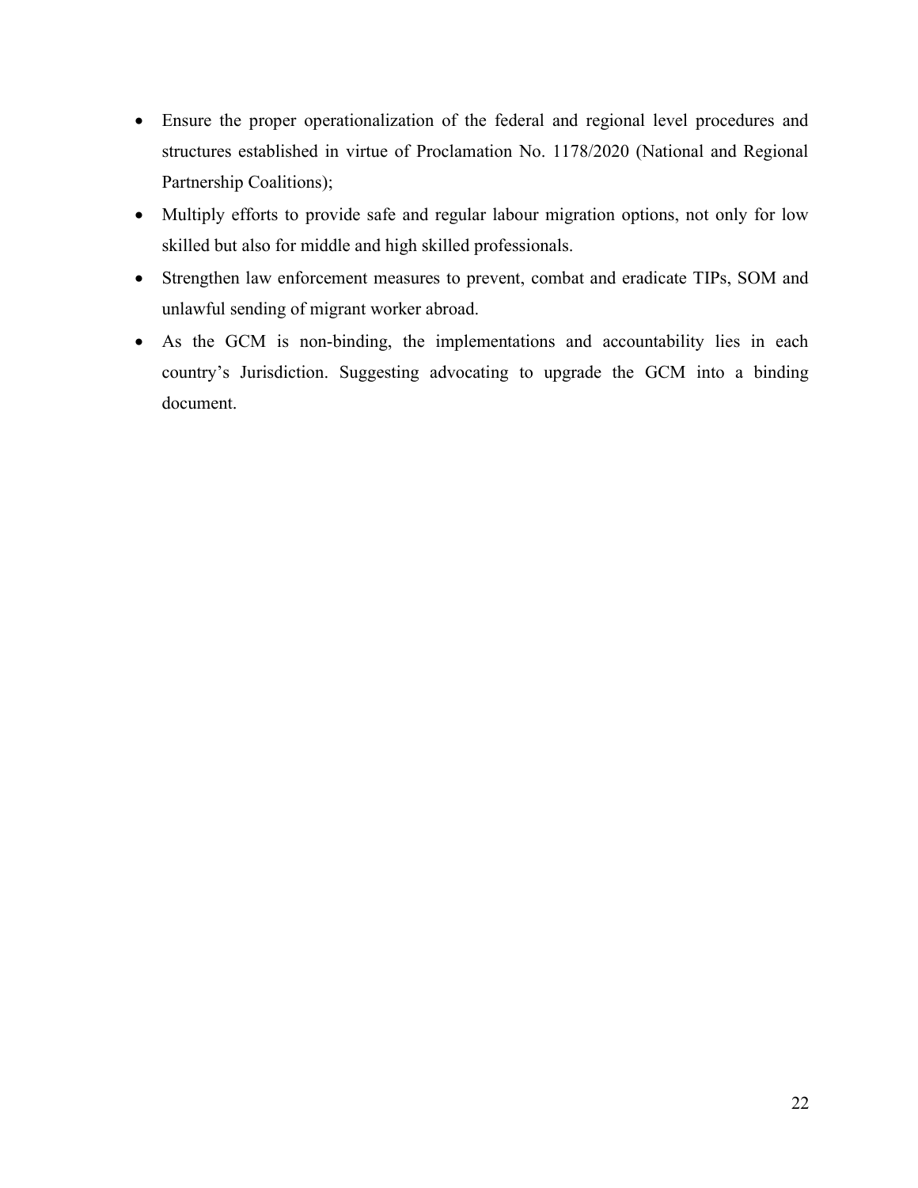- Ensure the proper operationalization of the federal and regional level procedures and structures established in virtue of Proclamation No. 1178/2020 (National and Regional Partnership Coalitions);
- Multiply efforts to provide safe and regular labour migration options, not only for low skilled but also for middle and high skilled professionals.
- Strengthen law enforcement measures to prevent, combat and eradicate TIPs, SOM and unlawful sending of migrant worker abroad.
- As the GCM is non-binding, the implementations and accountability lies in each country's Jurisdiction. Suggesting advocating to upgrade the GCM into a binding document.